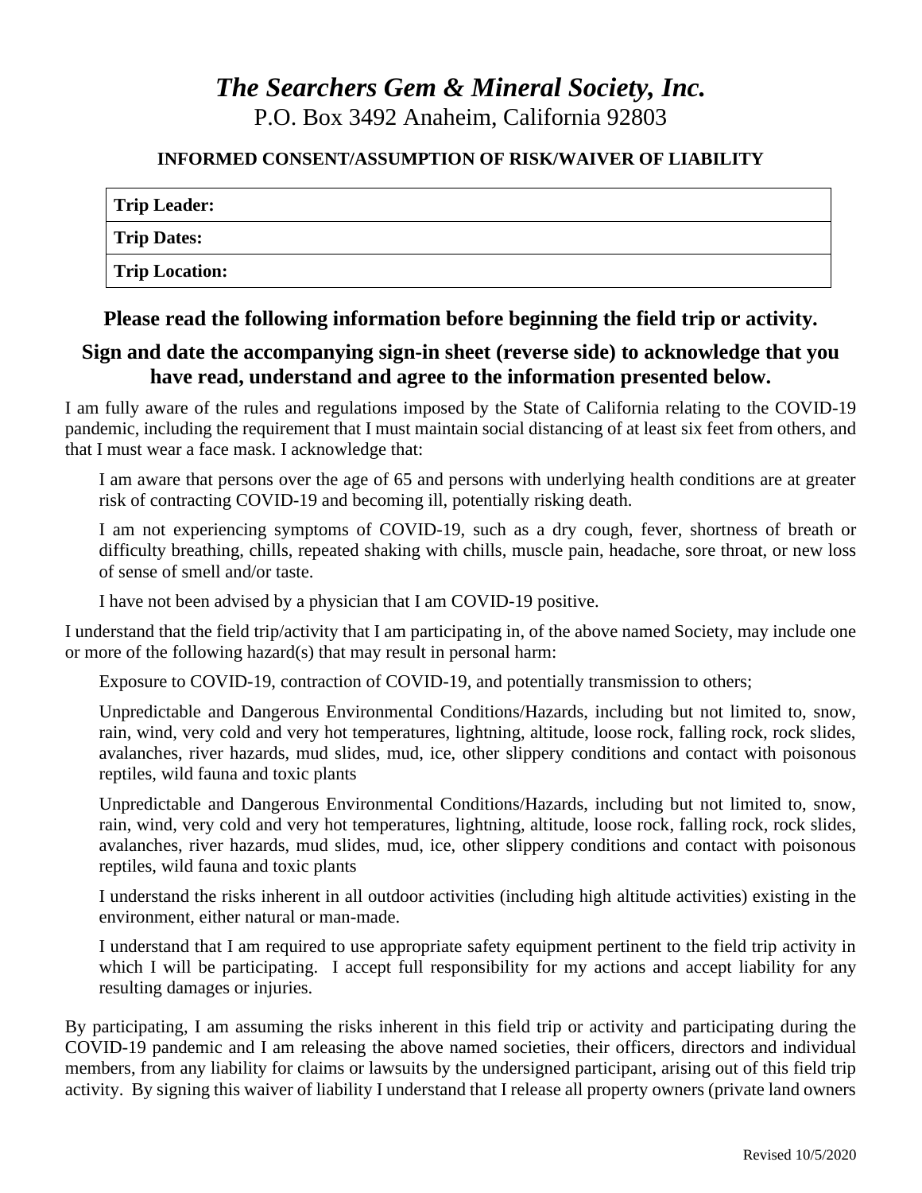# *The Searchers Gem & Mineral Society, Inc.*

P.O. Box 3492 Anaheim, California 92803

**INFORMED CONSENT/ASSUMPTION OF RISK/WAIVER OF LIABILITY**

| **Trip Leader:** |
|---|
| **Trip Dates:** |
| **Trip Location:** |

## Please read the following information before beginning the field trip or activity.

## Sign and date the accompanying sign-in sheet (reverse side) to acknowledge that you have read, understand and agree to the information presented below.

I am fully aware of the rules and regulations imposed by the State of California relating to the COVID-19 pandemic, including the requirement that I must maintain social distancing of at least six feet from others, and that I must wear a face mask. I acknowledge that:

I am aware that persons over the age of 65 and persons with underlying health conditions are at greater risk of contracting COVID-19 and becoming ill, potentially risking death.

I am not experiencing symptoms of COVID-19, such as a dry cough, fever, shortness of breath or difficulty breathing, chills, repeated shaking with chills, muscle pain, headache, sore throat, or new loss of sense of smell and/or taste.

I have not been advised by a physician that I am COVID-19 positive.

I understand that the field trip/activity that I am participating in, of the above named Society, may include one or more of the following hazard(s) that may result in personal harm:

Exposure to COVID-19, contraction of COVID-19, and potentially transmission to others;

Unpredictable and Dangerous Environmental Conditions/Hazards, including but not limited to, snow, rain, wind, very cold and very hot temperatures, lightning, altitude, loose rock, falling rock, rock slides, avalanches, river hazards, mud slides, mud, ice, other slippery conditions and contact with poisonous reptiles, wild fauna and toxic plants

Unpredictable and Dangerous Environmental Conditions/Hazards, including but not limited to, snow, rain, wind, very cold and very hot temperatures, lightning, altitude, loose rock, falling rock, rock slides, avalanches, river hazards, mud slides, mud, ice, other slippery conditions and contact with poisonous reptiles, wild fauna and toxic plants

I understand the risks inherent in all outdoor activities (including high altitude activities) existing in the environment, either natural or man-made.

I understand that I am required to use appropriate safety equipment pertinent to the field trip activity in which I will be participating. I accept full responsibility for my actions and accept liability for any resulting damages or injuries.

By participating, I am assuming the risks inherent in this field trip or activity and participating during the COVID-19 pandemic and I am releasing the above named societies, their officers, directors and individual members, from any liability for claims or lawsuits by the undersigned participant, arising out of this field trip activity. By signing this waiver of liability I understand that I release all property owners (private land owners

Revised 10/5/2020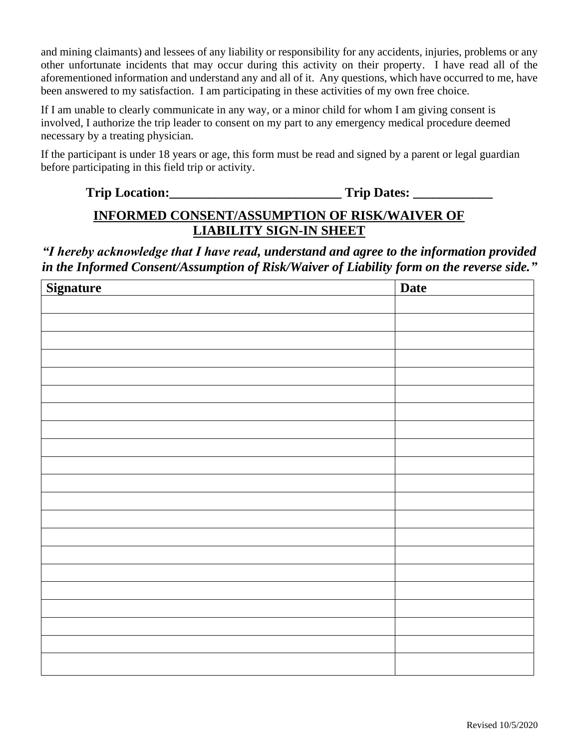and mining claimants) and lessees of any liability or responsibility for any accidents, injuries, problems or any other unfortunate incidents that may occur during this activity on their property. I have read all of the aforementioned information and understand any and all of it. Any questions, which have occurred to me, have been answered to my satisfaction. I am participating in these activities of my own free choice.

If I am unable to clearly communicate in any way, or a minor child for whom I am giving consent is involved, I authorize the trip leader to consent on my part to any emergency medical procedure deemed necessary by a treating physician.

If the participant is under 18 years or age, this form must be read and signed by a parent or legal guardian before participating in this field trip or activity.

**Trip Location:___________________________ Trip Dates: ____________**

## INFORMED CONSENT/ASSUMPTION OF RISK/WAIVER OF LIABILITY SIGN-IN SHEET

***"I hereby acknowledge that I have read, understand and agree to the information provided in the Informed Consent/Assumption of Risk/Waiver of Liability form on the reverse side."***

| Signature | Date |
|---|---|
| | |
| | |
| | |
| | |
| | |
| | |
| | |
| | |
| | |
| | |
| | |
| | |
| | |
| | |
| | |
| | |
| | |
| | |
| | |
| | |
| | |

Revised 10/5/2020